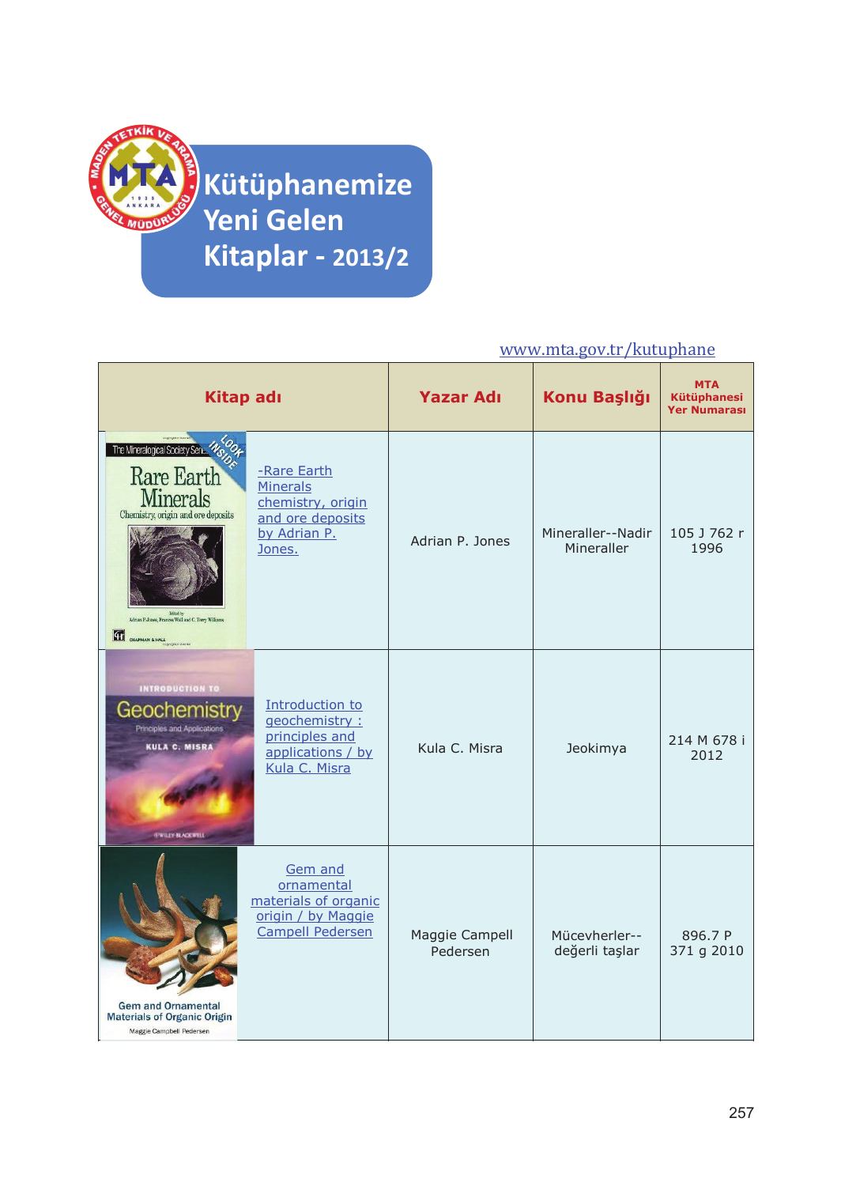# Kütüphanemize Yeni Gelen Kitaplar - 2013/2

www.mta.gov.tr/kutuphane

| Kitap adı | Yazar Adı | Konu Başlığı | MTA Kütüphanesi Yer Numarası |
|---|---|---|---|
| -Rare Earth Minerals chemistry, origin and ore deposits by Adrian P. Jones. | Adrian P. Jones | Mineraller--Nadir Mineraller | 105 J 762 r 1996 |
| Introduction to geochemistry : principles and applications / by Kula C. Misra | Kula C. Misra | Jeokimya | 214 M 678 i 2012 |
| Gem and ornamental materials of organic origin / by Maggie Campell Pedersen | Maggie Campell Pedersen | Mücevherler--değerli taşlar | 896.7 P 371 g 2010 |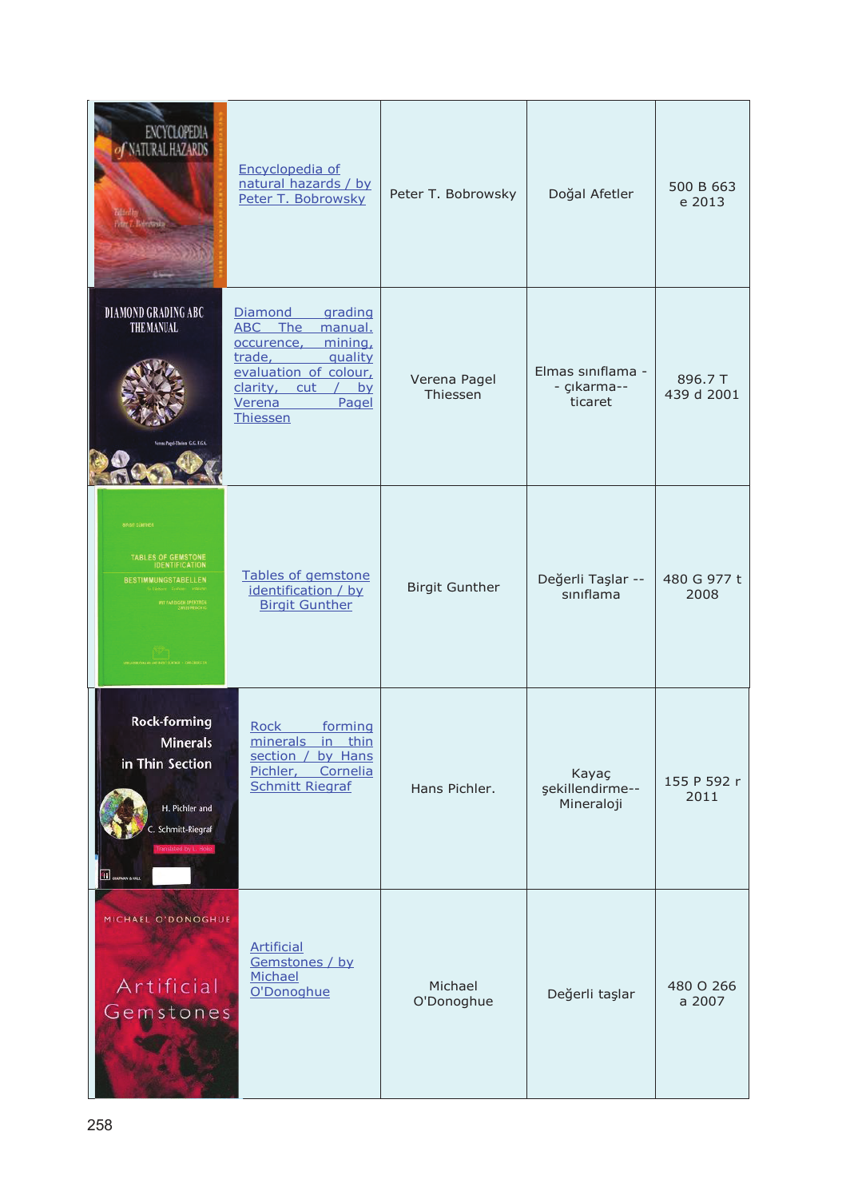| | | | | |
|---|---|---|---|---|
| | [Encyclopedia of natural hazards / by Peter T. Bobrowsky]() | Peter T. Bobrowsky | Doğal Afetler | 500 B 663 e 2013 |
| | [Diamond grading ABC The manual. occurence, mining, trade, quality evaluation of colour, clarity, cut / by Verena Pagel Thiessen]() | Verena Pagel Thiessen | Elmas sınıflama -- çıkarma-- ticaret | 896.7 T 439 d 2001 |
| | [Tables of gemstone identification / by Birgit Gunther]() | Birgit Gunther | Değerli Taşlar -- sınıflama | 480 G 977 t 2008 |
| | [Rock forming minerals in thin section / by Hans Pichler, Cornelia Schmitt Riegraf]() | Hans Pichler. | Kayaç şekillendirme-- Mineraloji | 155 P 592 r 2011 |
| | [Artificial Gemstones / by Michael O'Donoghue]() | Michael O'Donoghue | Değerli taşlar | 480 O 266 a 2007 |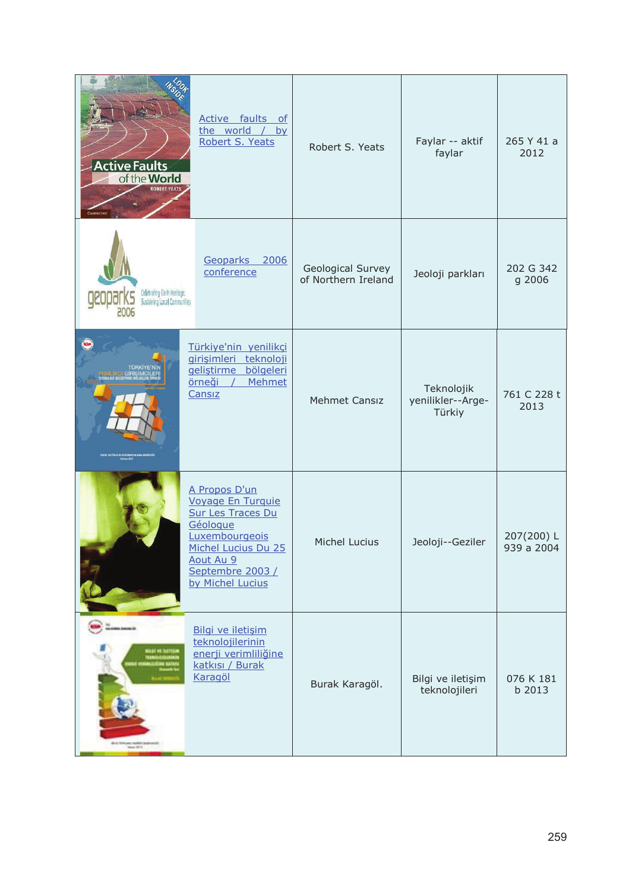|  | Title | Author | Subject | Call Number |
|---|---|---|---|---|
|  | Active faults of the world / by Robert S. Yeats | Robert S. Yeats | Faylar -- aktif faylar | 265 Y 41 a 2012 |
|  | Geoparks 2006 conference | Geological Survey of Northern Ireland | Jeoloji parkları | 202 G 342 g 2006 |
|  | Türkiye'nin yenilikçi girişimleri teknoloji geliştirme bölgeleri örneği / Mehmet Cansız | Mehmet Cansız | Teknolojik yenilikler--Arge-Türkiy | 761 C 228 t 2013 |
|  | A Propos D'un Voyage En Turquie Sur Les Traces Du Géologue Luxembourgeois Michel Lucius Du 25 Aout Au 9 Septembre 2003 / by Michel Lucius | Michel Lucius | Jeoloji--Geziler | 207(200) L 939 a 2004 |
|  | Bilgi ve iletişim teknolojilerinin enerji verimliliğine katkısı / Burak Karagöl | Burak Karagöl. | Bilgi ve iletişim teknolojileri | 076 K 181 b 2013 |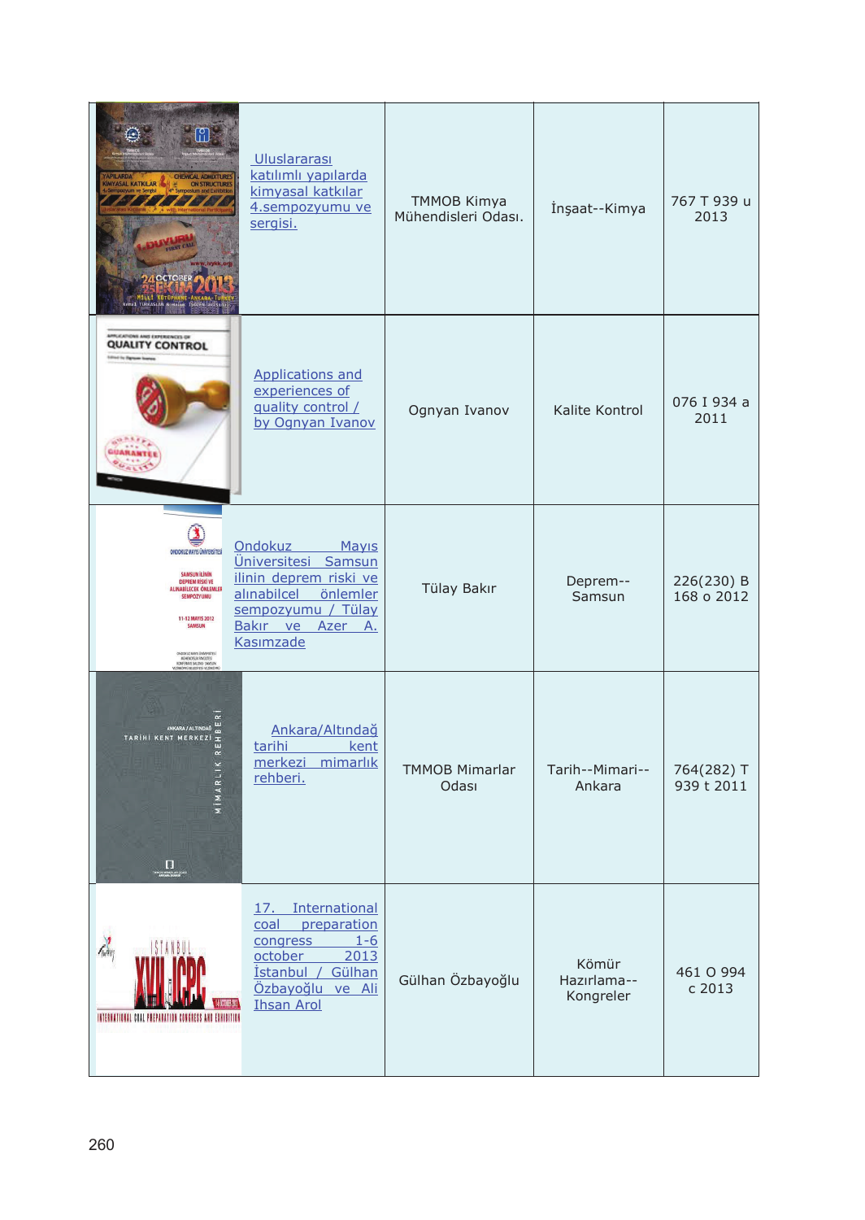| | | | | |
|---|---|---|---|---|
| | Uluslararası katılımlı yapılarda kimyasal katkılar 4.sempozyumu ve sergisi. | TMMOB Kimya Mühendisleri Odası. | İnşaat--Kimya | 767 T 939 u 2013 |
| | Applications and experiences of quality control / by Ognyan Ivanov | Ognyan Ivanov | Kalite Kontrol | 076 I 934 a 2011 |
| | Ondokuz Mayıs Üniversitesi Samsun ilinin deprem riski ve alınabilcel önlemler sempozyumu / Tülay Bakır ve Azer A. Kasımzade | Tülay Bakır | Deprem--Samsun | 226(230) B 168 o 2012 |
| | Ankara/Altındağ tarihi kent merkezi mimarlık rehberi. | TMMOB Mimarlar Odası | Tarih--Mimari--Ankara | 764(282) T 939 t 2011 |
| | 17. International coal preparation congress 1-6 october 2013 İstanbul / Gülhan Özbayoğlu ve Ali Ihsan Arol | Gülhan Özbayoğlu | Kömür Hazırlama--Kongreler | 461 O 994 c 2013 |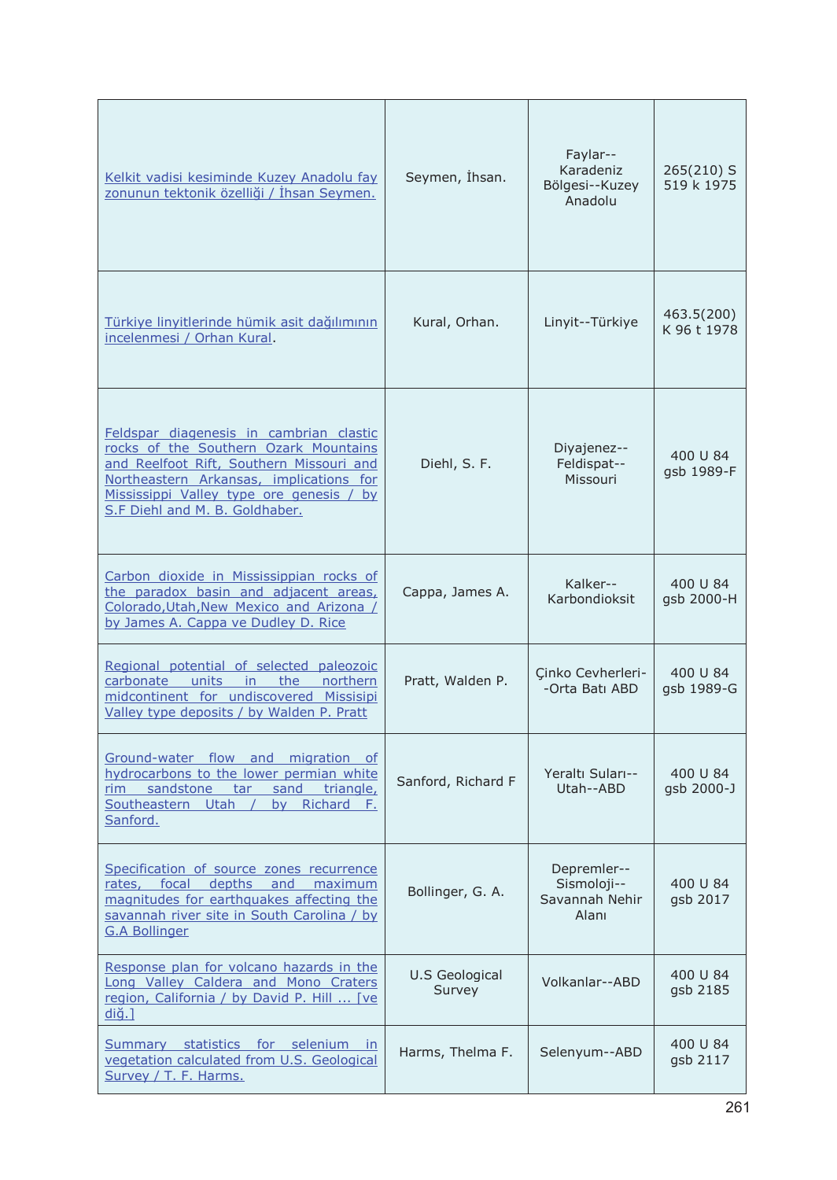| | | | |
|---|---|---|---|
| Kelkit vadisi kesiminde Kuzey Anadolu fay zonunun tektonik özelliği / İhsan Seymen. | Seymen, İhsan. | Faylar--Karadeniz Bölgesi--Kuzey Anadolu | 265(210) S 519 k 1975 |
| Türkiye linyitlerinde hümik asit dağılımının incelenmesi / Orhan Kural. | Kural, Orhan. | Linyit--Türkiye | 463.5(200) K 96 t 1978 |
| Feldspar diagenesis in cambrian clastic rocks of the Southern Ozark Mountains and Reelfoot Rift, Southern Missouri and Northeastern Arkansas, implications for Mississippi Valley type ore genesis / by S.F Diehl and M. B. Goldhaber. | Diehl, S. F. | Diyajenez--Feldispat--Missouri | 400 U 84 gsb 1989-F |
| Carbon dioxide in Mississippian rocks of the paradox basin and adjacent areas, Colorado,Utah,New Mexico and Arizona / by James A. Cappa ve Dudley D. Rice | Cappa, James A. | Kalker--Karbondioksit | 400 U 84 gsb 2000-H |
| Regional potential of selected paleozoic carbonate units in the northern midcontinent for undiscovered Missisipi Valley type deposits / by Walden P. Pratt | Pratt, Walden P. | Çinko Cevherleri--Orta Batı ABD | 400 U 84 gsb 1989-G |
| Ground-water flow and migration of hydrocarbons to the lower permian white rim sandstone tar sand triangle, Southeastern Utah / by Richard F. Sanford. | Sanford, Richard F | Yeraltı Suları--Utah--ABD | 400 U 84 gsb 2000-J |
| Specification of source zones recurrence rates, focal depths and maximum magnitudes for earthquakes affecting the savannah river site in South Carolina / by G.A Bollinger | Bollinger, G. A. | Depremler--Sismoloji--Savannah Nehir Alanı | 400 U 84 gsb 2017 |
| Response plan for volcano hazards in the Long Valley Caldera and Mono Craters region, California / by David P. Hill ... [ve diğ.] | U.S Geological Survey | Volkanlar--ABD | 400 U 84 gsb 2185 |
| Summary statistics for selenium in vegetation calculated from U.S. Geological Survey / T. F. Harms. | Harms, Thelma F. | Selenyum--ABD | 400 U 84 gsb 2117 |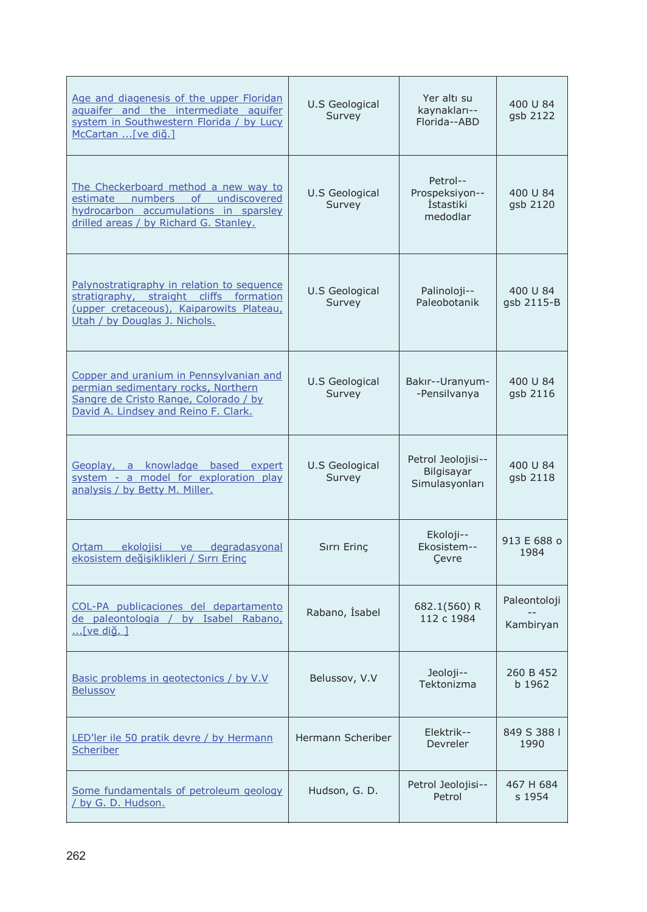| | | | |
|---|---|---|---|
| Age and diagenesis of the upper Floridan aquaifer and the intermediate aquifer system in Southwestern Florida / by Lucy McCartan ...[ve diğ.] | U.S Geological Survey | Yer altı su kaynakları--Florida--ABD | 400 U 84 gsb 2122 |
| The Checkerboard method a new way to estimate numbers of undiscovered hydrocarbon accumulations in sparsley drilled areas / by Richard G. Stanley. | U.S Geological Survey | Petrol--Prospeksiyon--İstastiki medodlar | 400 U 84 gsb 2120 |
| Palynostratigraphy in relation to sequence stratigraphy, straight cliffs formation (upper cretaceous), Kaiparowits Plateau, Utah / by Douglas J. Nichols. | U.S Geological Survey | Palinoloji--Paleobotanik | 400 U 84 gsb 2115-B |
| Copper and uranium in Pennsylvanian and permian sedimentary rocks, Northern Sangre de Cristo Range, Colorado / by David A. Lindsey and Reino F. Clark. | U.S Geological Survey | Bakır--Uranyum--Pensilvanya | 400 U 84 gsb 2116 |
| Geoplay, a knowladge based expert system - a model for exploration play analysis / by Betty M. Miller. | U.S Geological Survey | Petrol Jeolojisi--Bilgisayar Simulasyonları | 400 U 84 gsb 2118 |
| Ortam ekolojisi ve degradasyonal ekosistem değişiklikleri / Sırrı Erinç | Sırrı Erinç | Ekoloji--Ekosistem--Çevre | 913 E 688 o 1984 |
| COL-PA publicaciones del departamento de paleontologia / by Isabel Rabano, ...[ve diğ. ] | Rabano, İsabel | 682.1(560) R 112 c 1984 | Paleontoloji--Kambiryan |
| Basic problems in geotectonics / by V.V Belussov | Belussov, V.V | Jeoloji--Tektonizma | 260 B 452 b 1962 |
| LED'ler ile 50 pratik devre / by Hermann Scheriber | Hermann Scheriber | Elektrik--Devreler | 849 S 388 l 1990 |
| Some fundamentals of petroleum geology / by G. D. Hudson. | Hudson, G. D. | Petrol Jeolojisi--Petrol | 467 H 684 s 1954 |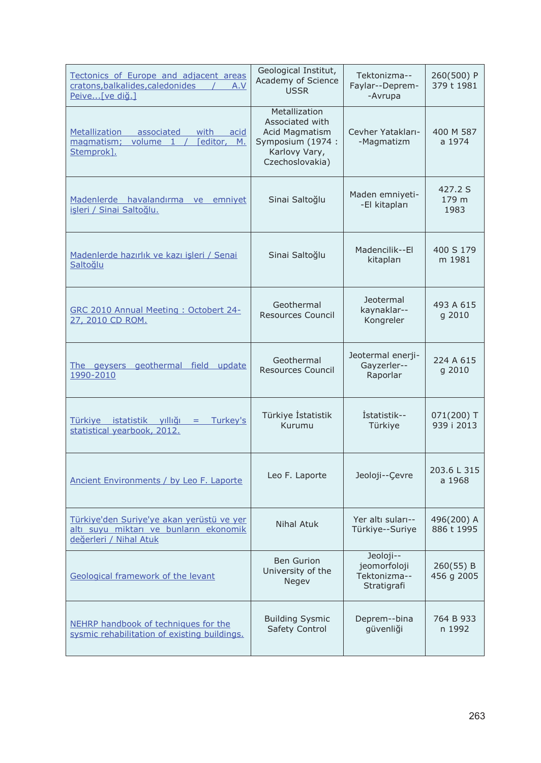| | | | |
|---|---|---|---|
| Tectonics of Europe and adjacent areas cratons,balkalides,caledonides / A.V Peive...[ve diğ.] | Geological Institut, Academy of Science USSR | Tektonizma--Faylar--Deprem--Avrupa | 260(500) P 379 t 1981 |
| Metallization associated with acid magmatism; volume 1 / [editor, M. Stemprok]. | Metallization Associated with Acid Magmatism Symposium (1974 : Karlovy Vary, Czechoslovakia) | Cevher Yatakları--Magmatizm | 400 M 587 a 1974 |
| Madenlerde havalandırma ve emniyet işleri / Sinai Saltoğlu. | Sinai Saltoğlu | Maden emniyeti--El kitapları | 427.2 S 179 m 1983 |
| Madenlerde hazırlık ve kazı işleri / Senai Saltoğlu | Sinai Saltoğlu | Madencilik--El kitapları | 400 S 179 m 1981 |
| GRC 2010 Annual Meeting : Octobert 24-27, 2010 CD ROM. | Geothermal Resources Council | Jeotermal kaynaklar--Kongreler | 493 A 615 g 2010 |
| The geysers geothermal field update 1990-2010 | Geothermal Resources Council | Jeotermal enerji-Gayzerler--Raporlar | 224 A 615 g 2010 |
| Türkiye istatistik yıllığı = Turkey's statistical yearbook, 2012. | Türkiye İstatistik Kurumu | İstatistik--Türkiye | 071(200) T 939 i 2013 |
| Ancient Environments / by Leo F. Laporte | Leo F. Laporte | Jeoloji--Çevre | 203.6 L 315 a 1968 |
| Türkiye'den Suriye'ye akan yerüstü ve yer altı suyu miktarı ve bunların ekonomik değerleri / Nihal Atuk | Nihal Atuk | Yer altı suları--Türkiye--Suriye | 496(200) A 886 t 1995 |
| Geological framework of the levant | Ben Gurion University of the Negev | Jeoloji--jeomorfoloji Tektonizma--Stratigrafi | 260(55) B 456 g 2005 |
| NEHRP handbook of techniques for the sysmic rehabilitation of existing buildings. | Building Sysmic Safety Control | Deprem--bina güvenliği | 764 B 933 n 1992 |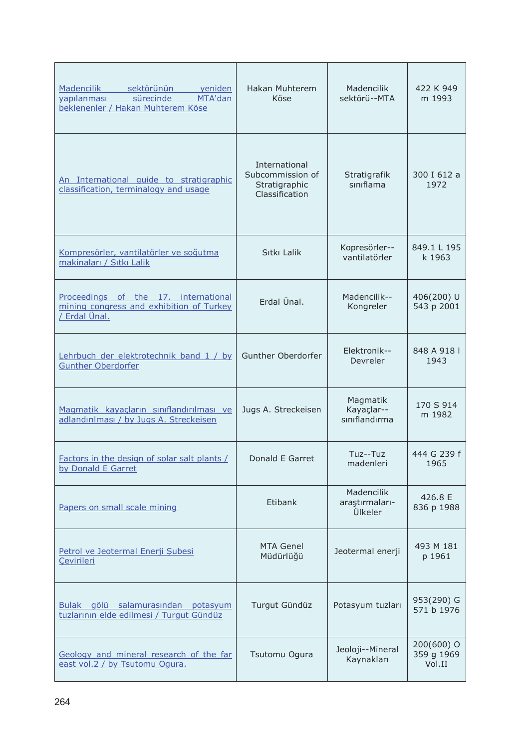| | | | |
|---|---|---|---|
| Madencilik sektörünün yeniden yapılanması sürecinde MTA'dan beklenenler / Hakan Muhterem Köse | Hakan Muhterem Köse | Madencilik sektörü--MTA | 422 K 949 m 1993 |
| An International guide to stratigraphic classification, terminology and usage | International Subcommission of Stratigraphic Classification | Stratigrafik sınıflama | 300 I 612 a 1972 |
| Kompresörler, vantilatörler ve soğutma makinaları / Sıtkı Lalik | Sıtkı Lalik | Kopresörler--vantilatörler | 849.1 L 195 k 1963 |
| Proceedings of the 17. international mining congress and exhibition of Turkey / Erdal Ünal. | Erdal Ünal. | Madencilik--Kongreler | 406(200) U 543 p 2001 |
| Lehrbuch der elektrotechnik band 1 / by Gunther Oberdorfer | Gunther Oberdorfer | Elektronik--Devreler | 848 A 918 l 1943 |
| Magmatik kayaçların sınıflandırılması ve adlandırılması / by Jugs A. Streckeisen | Jugs A. Streckeisen | Magmatik Kayaçlar--sınıflandırma | 170 S 914 m 1982 |
| Factors in the design of solar salt plants / by Donald E Garret | Donald E Garret | Tuz--Tuz madenleri | 444 G 239 f 1965 |
| Papers on small scale mining | Etibank | Madencilik araştırmaları-Ülkeler | 426.8 E 836 p 1988 |
| Petrol ve Jeotermal Enerji Şubesi Çevirileri | MTA Genel Müdürlüğü | Jeotermal enerji | 493 M 181 p 1961 |
| Bulak gölü salamurasından potasyum tuzlarının elde edilmesi / Turgut Gündüz | Turgut Gündüz | Potasyum tuzları | 953(290) G 571 b 1976 |
| Geology and mineral research of the far east vol.2 / by Tsutomu Ogura. | Tsutomu Ogura | Jeoloji--Mineral Kaynakları | 200(600) O 359 g 1969 Vol.II |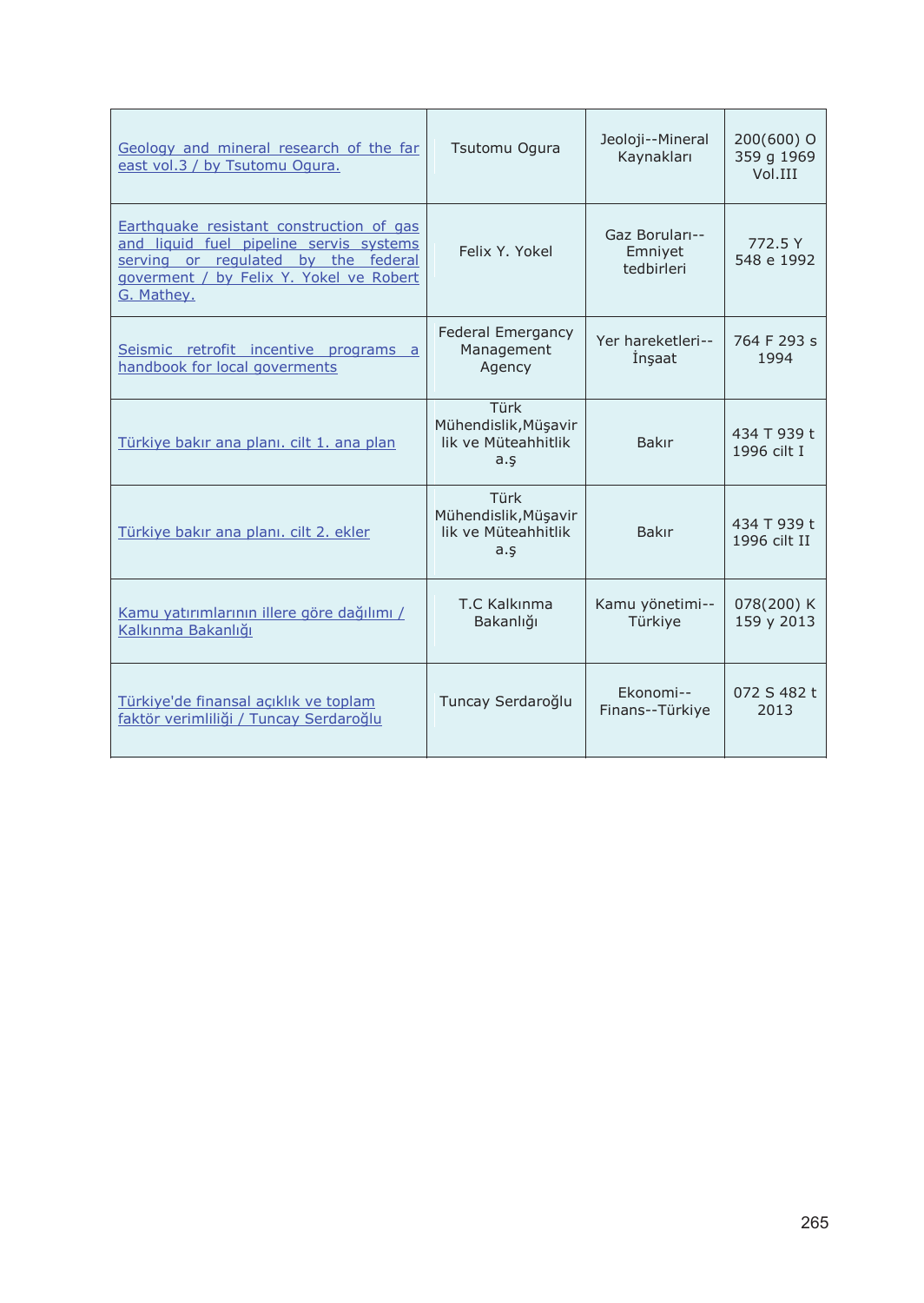| | | | |
|---|---|---|---|
| Geology and mineral research of the far east vol.3 / by Tsutomu Ogura. | Tsutomu Ogura | Jeoloji--Mineral Kaynakları | 200(600) O 359 g 1969 Vol.III |
| Earthquake resistant construction of gas and liquid fuel pipeline servis systems serving or regulated by the federal goverment / by Felix Y. Yokel ve Robert G. Mathey. | Felix Y. Yokel | Gaz Boruları--Emniyet tedbirleri | 772.5 Y 548 e 1992 |
| Seismic retrofit incentive programs a handbook for local goverments | Federal Emergancy Management Agency | Yer hareketleri--İnşaat | 764 F 293 s 1994 |
| Türkiye bakır ana planı. cilt 1. ana plan | Türk Mühendislik,Müşavirlik ve Müteahhitlik a.ş | Bakır | 434 T 939 t 1996 cilt I |
| Türkiye bakır ana planı. cilt 2. ekler | Türk Mühendislik,Müşavirlik ve Müteahhitlik a.ş | Bakır | 434 T 939 t 1996 cilt II |
| Kamu yatırımlarının illere göre dağılımı / Kalkınma Bakanlığı | T.C Kalkınma Bakanlığı | Kamu yönetimi--Türkiye | 078(200) K 159 y 2013 |
| Türkiye'de finansal açıklık ve toplam faktör verimliliği / Tuncay Serdaroğlu | Tuncay Serdaroğlu | Ekonomi--Finans--Türkiye | 072 S 482 t 2013 |